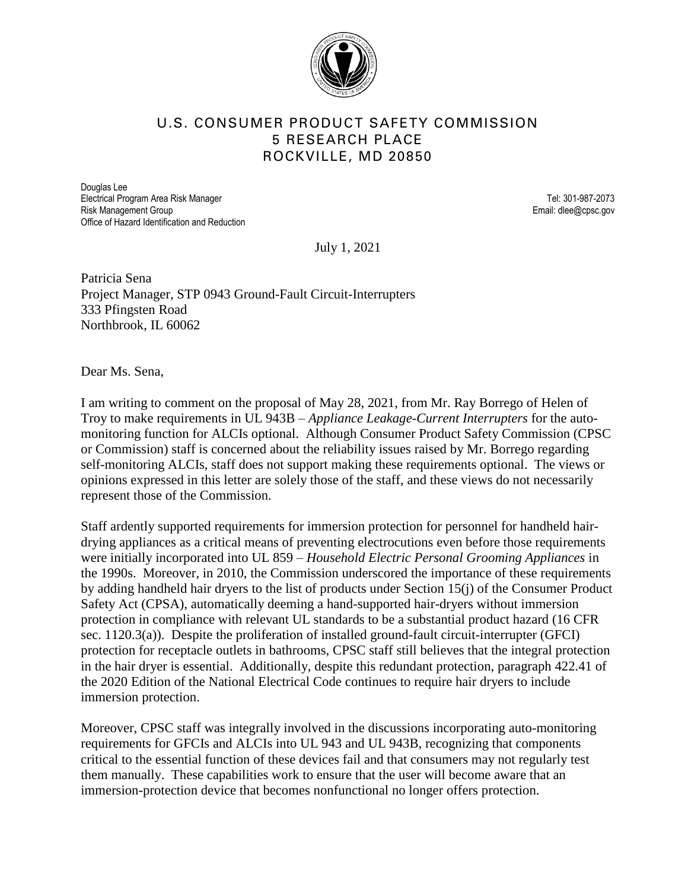# U.S. CONSUMER PRODUCT SAFETY COMMISSION
## 5 RESEARCH PLACE
## ROCKVILLE, MD 20850

Douglas Lee
Electrical Program Area Risk Manager
Risk Management Group
Office of Hazard Identification and Reduction

Tel: 301-987-2073
Email: dlee@cpsc.gov

July 1, 2021

Patricia Sena
Project Manager, STP 0943 Ground-Fault Circuit-Interrupters
333 Pfingsten Road
Northbrook, IL 60062

Dear Ms. Sena,

I am writing to comment on the proposal of May 28, 2021, from Mr. Ray Borrego of Helen of Troy to make requirements in UL 943B – *Appliance Leakage-Current Interrupters* for the auto-monitoring function for ALCIs optional. Although Consumer Product Safety Commission (CPSC or Commission) staff is concerned about the reliability issues raised by Mr. Borrego regarding self-monitoring ALCIs, staff does not support making these requirements optional. The views or opinions expressed in this letter are solely those of the staff, and these views do not necessarily represent those of the Commission.

Staff ardently supported requirements for immersion protection for personnel for handheld hair-drying appliances as a critical means of preventing electrocutions even before those requirements were initially incorporated into UL 859 – *Household Electric Personal Grooming Appliances* in the 1990s. Moreover, in 2010, the Commission underscored the importance of these requirements by adding handheld hair dryers to the list of products under Section 15(j) of the Consumer Product Safety Act (CPSA), automatically deeming a hand-supported hair-dryers without immersion protection in compliance with relevant UL standards to be a substantial product hazard (16 CFR sec. 1120.3(a)). Despite the proliferation of installed ground-fault circuit-interrupter (GFCI) protection for receptacle outlets in bathrooms, CPSC staff still believes that the integral protection in the hair dryer is essential. Additionally, despite this redundant protection, paragraph 422.41 of the 2020 Edition of the National Electrical Code continues to require hair dryers to include immersion protection.

Moreover, CPSC staff was integrally involved in the discussions incorporating auto-monitoring requirements for GFCIs and ALCIs into UL 943 and UL 943B, recognizing that components critical to the essential function of these devices fail and that consumers may not regularly test them manually. These capabilities work to ensure that the user will become aware that an immersion-protection device that becomes nonfunctional no longer offers protection.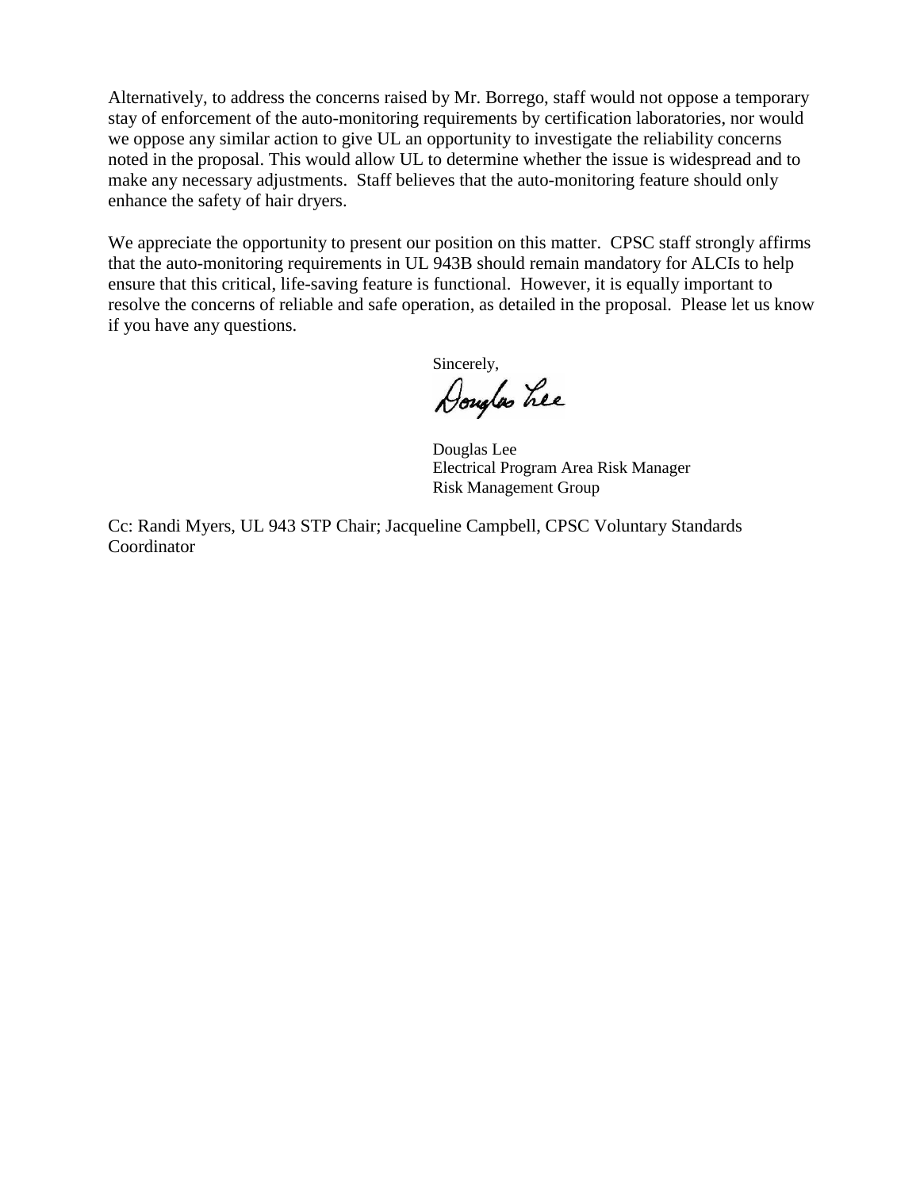Alternatively, to address the concerns raised by Mr. Borrego, staff would not oppose a temporary stay of enforcement of the auto-monitoring requirements by certification laboratories, nor would we oppose any similar action to give UL an opportunity to investigate the reliability concerns noted in the proposal. This would allow UL to determine whether the issue is widespread and to make any necessary adjustments. Staff believes that the auto-monitoring feature should only enhance the safety of hair dryers.

We appreciate the opportunity to present our position on this matter. CPSC staff strongly affirms that the auto-monitoring requirements in UL 943B should remain mandatory for ALCIs to help ensure that this critical, life-saving feature is functional. However, it is equally important to resolve the concerns of reliable and safe operation, as detailed in the proposal. Please let us know if you have any questions.

Sincerely,

Douglas Lee

Douglas Lee
Electrical Program Area Risk Manager
Risk Management Group

Cc: Randi Myers, UL 943 STP Chair; Jacqueline Campbell, CPSC Voluntary Standards Coordinator